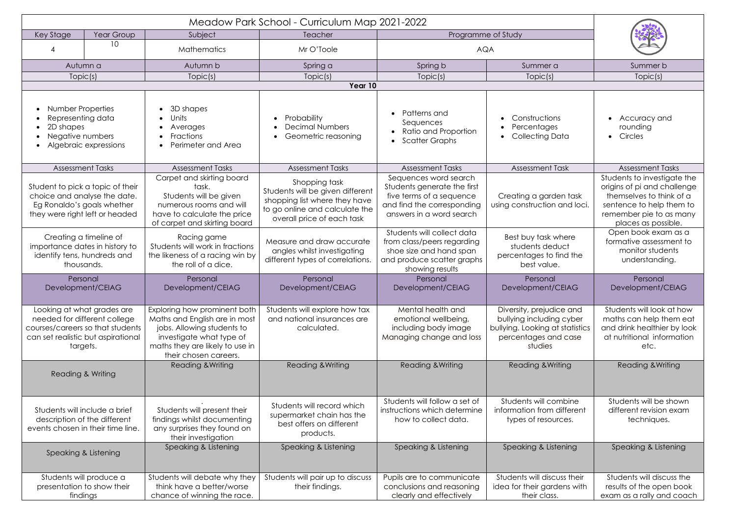# Meadow Park School - Curriculum Map 2021-2022

| Key Stage | Year Group | Subject | Teacher | Programme of Study |
|---|---|---|---|---|
| 4 | 10 | Mathematics | Mr O'Toole | AQA |

| Autumn a | Autumn b | Spring a | Spring b | Summer a | Summer b |
|---|---|---|---|---|---|
| **Topic(s)** | **Topic(s)** | **Topic(s)** | **Topic(s)** | **Topic(s)** | **Topic(s)** |
| **Year 10** | | | | | |
| • Number Properties<br>• Representing data<br>• 2D shapes<br>• Negative numbers<br>• Algebraic expressions | • 3D shapes<br>• Units<br>• Averages<br>• Fractions<br>• Perimeter and Area | • Probability<br>• Decimal Numbers<br>• Geometric reasoning | • Patterns and Sequences<br>• Ratio and Proportion<br>• Scatter Graphs | • Constructions<br>• Percentages<br>• Collecting Data | • Accuracy and rounding<br>• Circles |
| **Assessment Tasks** | **Assessment Tasks** | **Assessment Tasks** | **Assessment Tasks** | **Assessment Task** | **Assessment Tasks** |
| Student to pick a topic of their choice and analyse the date. Eg Ronaldo's goals whether they were right left or headed | Carpet and skirting board task. Students will be given numerous rooms and will have to calculate the price of carpet and skirting board | Shopping task Students will be given different shopping list where they have to go online and calculate the overall price of each task | Sequences word search Students generate the first five terms of a sequence and find the corresponding answers in a word search | Creating a garden task using construction and loci. | Students to investigate the origins of pi and challenge themselves to think of a sentence to help them to remember pie to as many places as possible. |
| Creating a timeline of importance dates in history to identify tens, hundreds and thousands. | Racing game Students will work in fractions the likeness of a racing win by the roll of a dice. | Measure and draw accurate angles whilst investigating different types of correlations. | Students will collect data from class/peers regarding shoe size and hand span and produce scatter graphs showing results | Best buy task where students deduct percentages to find the best value. | Open book exam as a formative assessment to monitor students understanding. |
| **Personal Development/CEIAG** | **Personal Development/CEIAG** | **Personal Development/CEIAG** | **Personal Development/CEIAG** | **Personal Development/CEIAG** | **Personal Development/CEIAG** |
| Looking at what grades are needed for different college courses/careers so that students can set realistic but aspirational targets. | Exploring how prominent both Maths and English are in most jobs. Allowing students to investigate what type of maths they are likely to use in their chosen careers. | Students will explore how tax and national insurances are calculated. | Mental health and emotional wellbeing, including body image Managing change and loss | Diversity, prejudice and bullying including cyber bullying. Looking at statistics percentages and case studies | Students will look at how maths can help them eat and drink healthier by look at nutritional information etc. |
| **Reading & Writing** | **Reading &Writing** | **Reading &Writing** | **Reading &Writing** | **Reading &Writing** | **Reading &Writing** |
| Students will include a brief description of the different events chosen in their time line. | Students will present their findings whilst documenting any surprises they found on their investigation | Students will record which supermarket chain has the best offers on different products. | Students will follow a set of instructions which determine how to collect data. | Students will combine information from different types of resources. | Students will be shown different revision exam techniques. |
| **Speaking & Listening** | **Speaking & Listening** | **Speaking & Listening** | **Speaking & Listening** | **Speaking & Listening** | **Speaking & Listening** |
| Students will produce a presentation to show their findings | Students will debate why they think have a better/worse chance of winning the race. | Students will pair up to discuss their findings. | Pupils are to communicate conclusions and reasoning clearly and effectively | Students will discuss their idea for their gardens with their class. | Students will discuss the results of the open book exam as a rally and coach |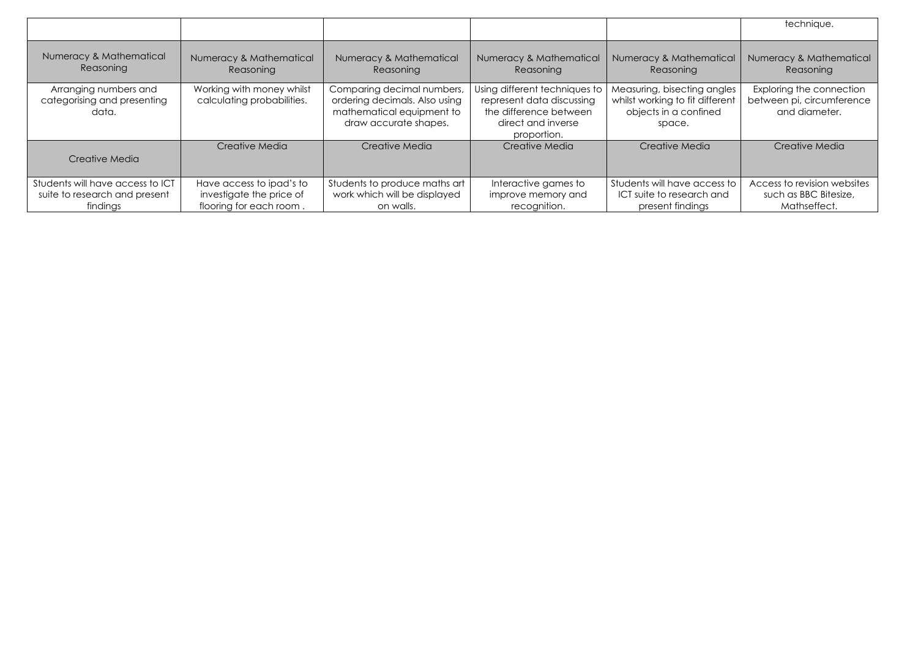| | | | | | |
|---|---|---|---|---|---|
| | | | | | technique. |
| Numeracy & Mathematical Reasoning | Numeracy & Mathematical Reasoning | Numeracy & Mathematical Reasoning | Numeracy & Mathematical Reasoning | Numeracy & Mathematical Reasoning | Numeracy & Mathematical Reasoning |
| Arranging numbers and categorising and presenting data. | Working with money whilst calculating probabilities. | Comparing decimal numbers, ordering decimals. Also using mathematical equipment to draw accurate shapes. | Using different techniques to represent data discussing the difference between direct and inverse proportion. | Measuring, bisecting angles whilst working to fit different objects in a confined space. | Exploring the connection between pi, circumference and diameter. |
| Creative Media | Creative Media | Creative Media | Creative Media | Creative Media | Creative Media |
| Students will have access to ICT suite to research and present findings | Have access to ipad's to investigate the price of flooring for each room . | Students to produce maths art work which will be displayed on walls. | Interactive games to improve memory and recognition. | Students will have access to ICT suite to research and present findings | Access to revision websites such as BBC Bitesize, Mathseffect. |